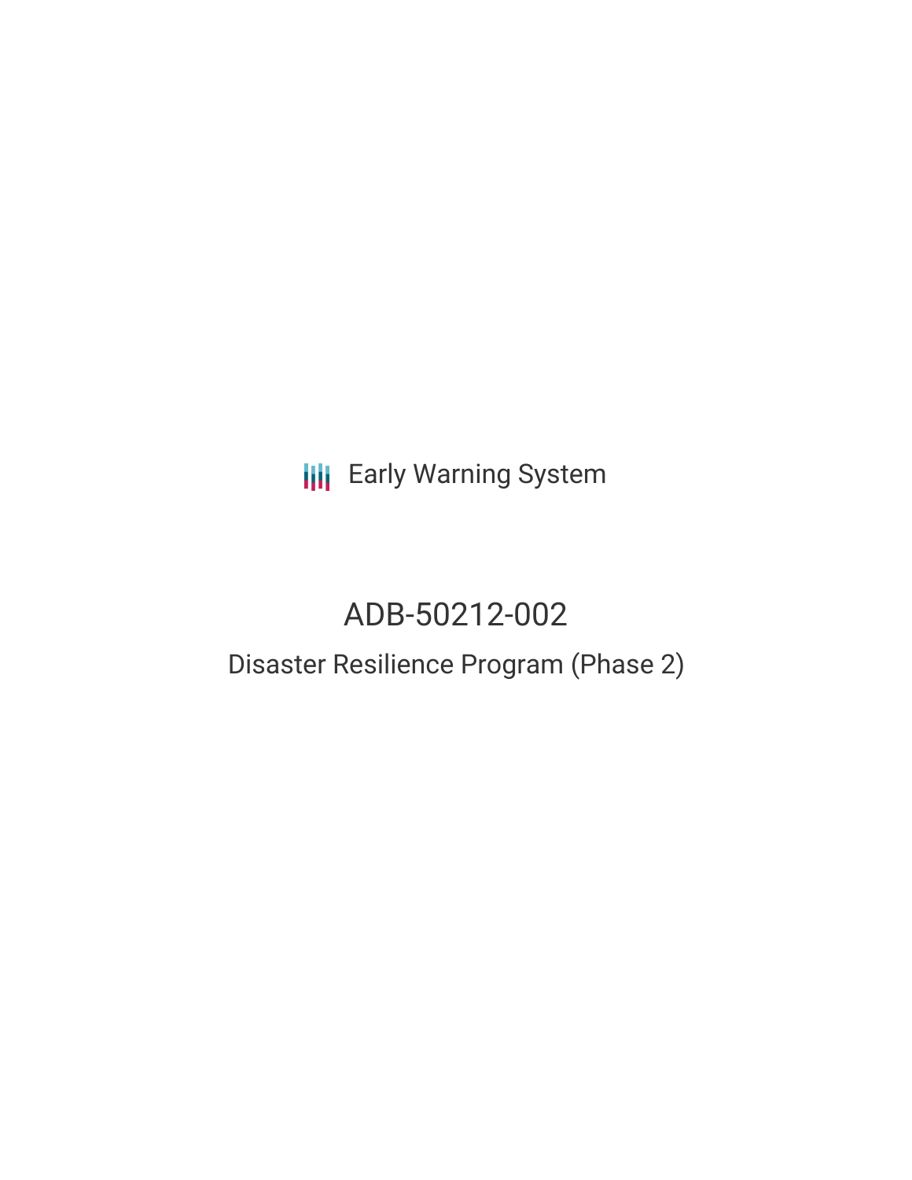Early Warning System

# ADB-50212-002

## Disaster Resilience Program (Phase 2)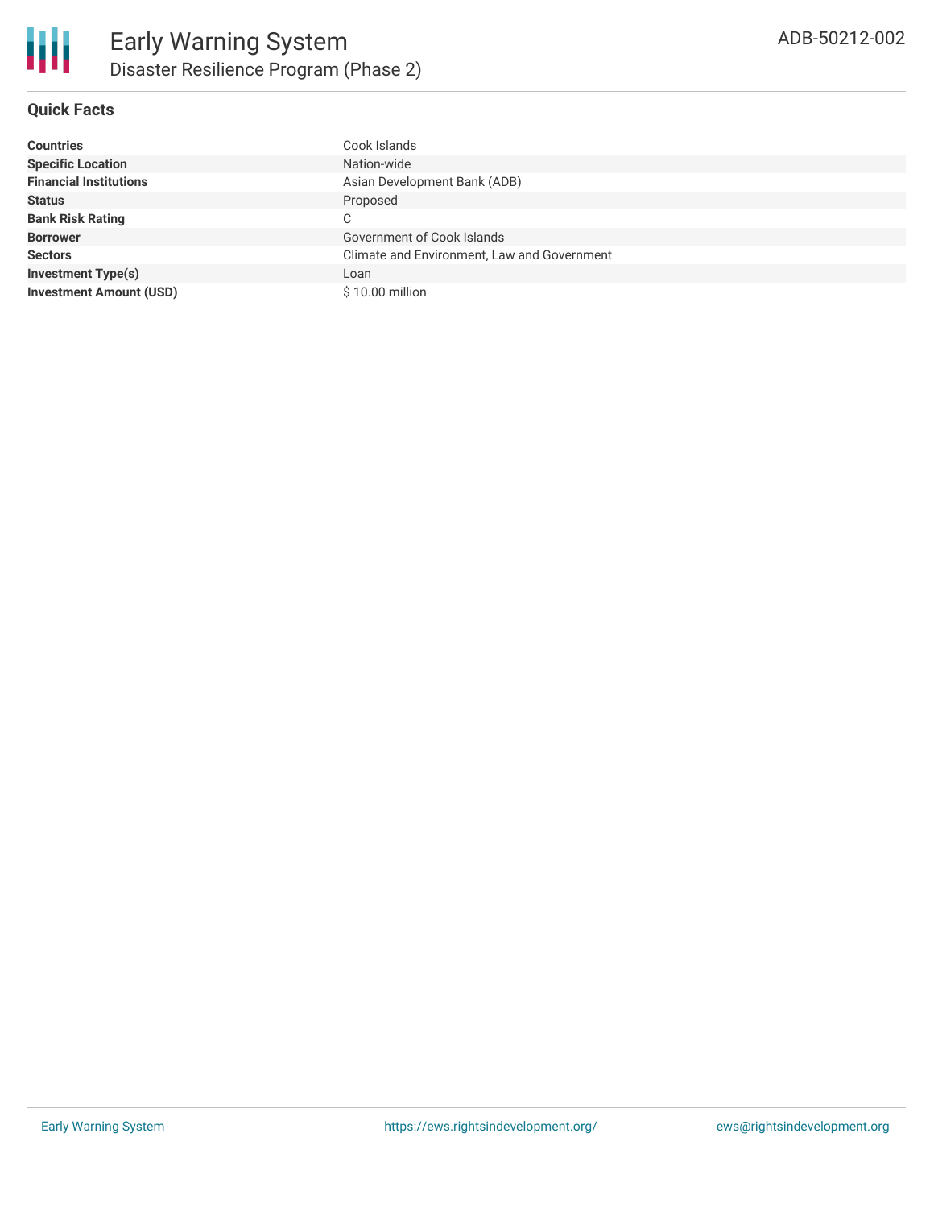# Disaster Resilience Program (Phase 2)

ADB-50212-002

## Quick Facts

| | |
|---|---|
| **Countries** | Cook Islands |
| **Specific Location** | Nation-wide |
| **Financial Institutions** | Asian Development Bank (ADB) |
| **Status** | Proposed |
| **Bank Risk Rating** | C |
| **Borrower** | Government of Cook Islands |
| **Sectors** | Climate and Environment, Law and Government |
| **Investment Type(s)** | Loan |
| **Investment Amount (USD)** | $ 10.00 million |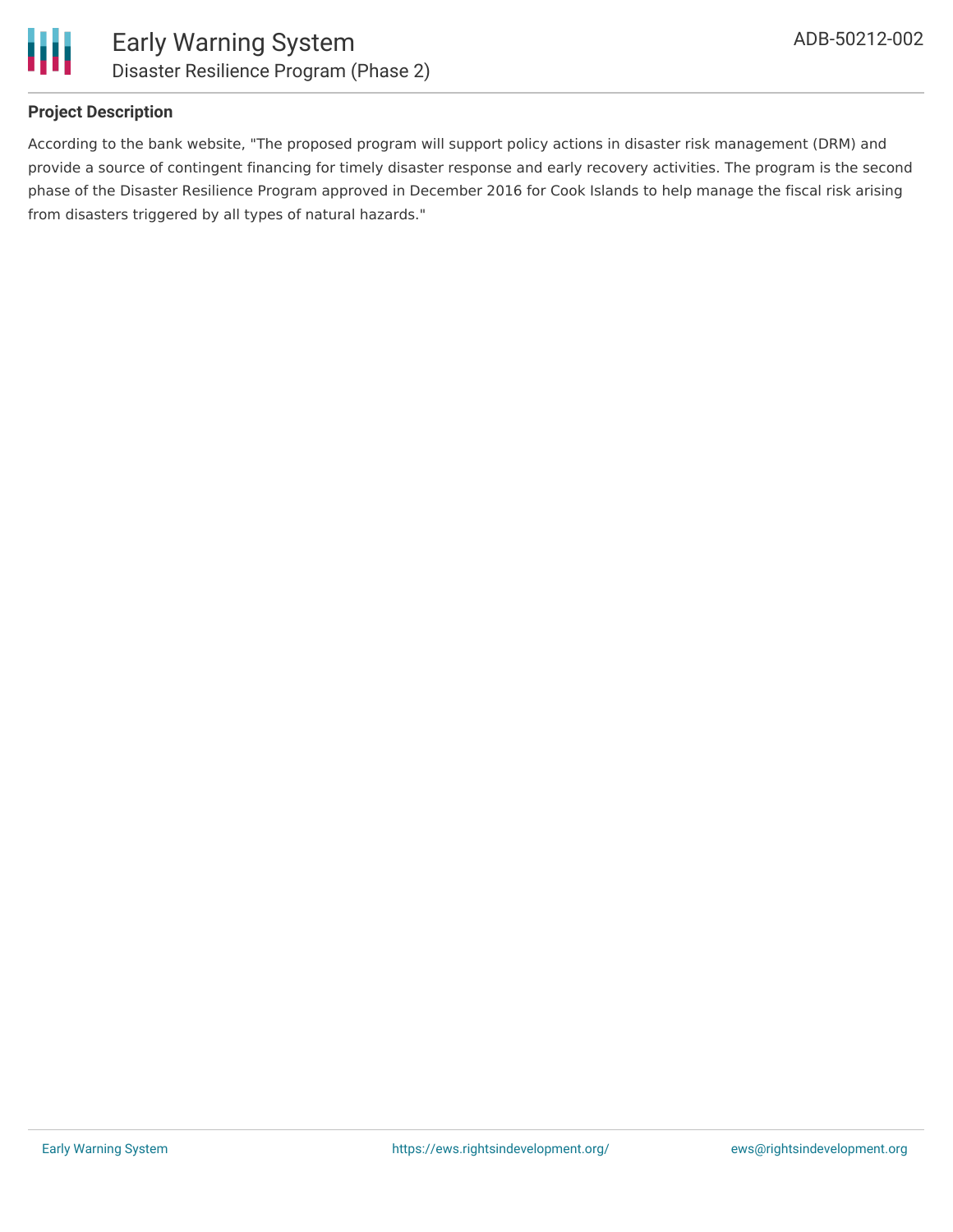### Project Description

According to the bank website, "The proposed program will support policy actions in disaster risk management (DRM) and provide a source of contingent financing for timely disaster response and early recovery activities. The program is the second phase of the Disaster Resilience Program approved in December 2016 for Cook Islands to help manage the fiscal risk arising from disasters triggered by all types of natural hazards."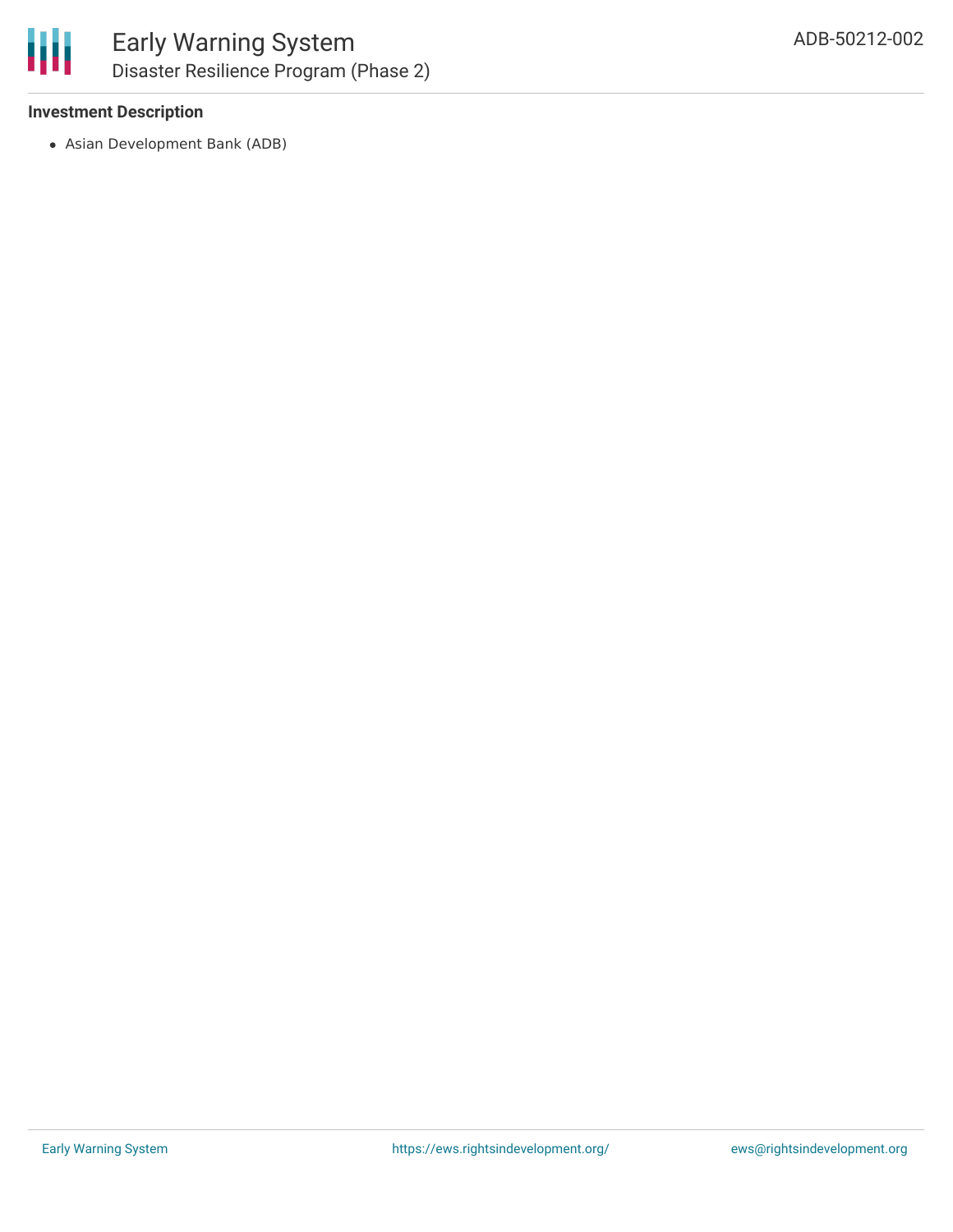### Investment Description

- Asian Development Bank (ADB)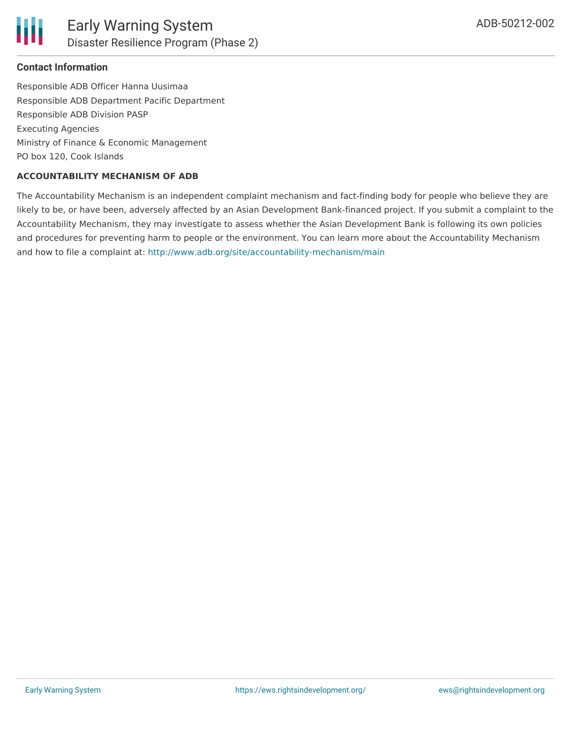#### Contact Information

Responsible ADB Officer Hanna Uusimaa
Responsible ADB Department Pacific Department
Responsible ADB Division PASP
Executing Agencies
Ministry of Finance & Economic Management
PO box 120, Cook Islands

#### ACCOUNTABILITY MECHANISM OF ADB

The Accountability Mechanism is an independent complaint mechanism and fact-finding body for people who believe they are likely to be, or have been, adversely affected by an Asian Development Bank-financed project. If you submit a complaint to the Accountability Mechanism, they may investigate to assess whether the Asian Development Bank is following its own policies and procedures for preventing harm to people or the environment. You can learn more about the Accountability Mechanism and how to file a complaint at: http://www.adb.org/site/accountability-mechanism/main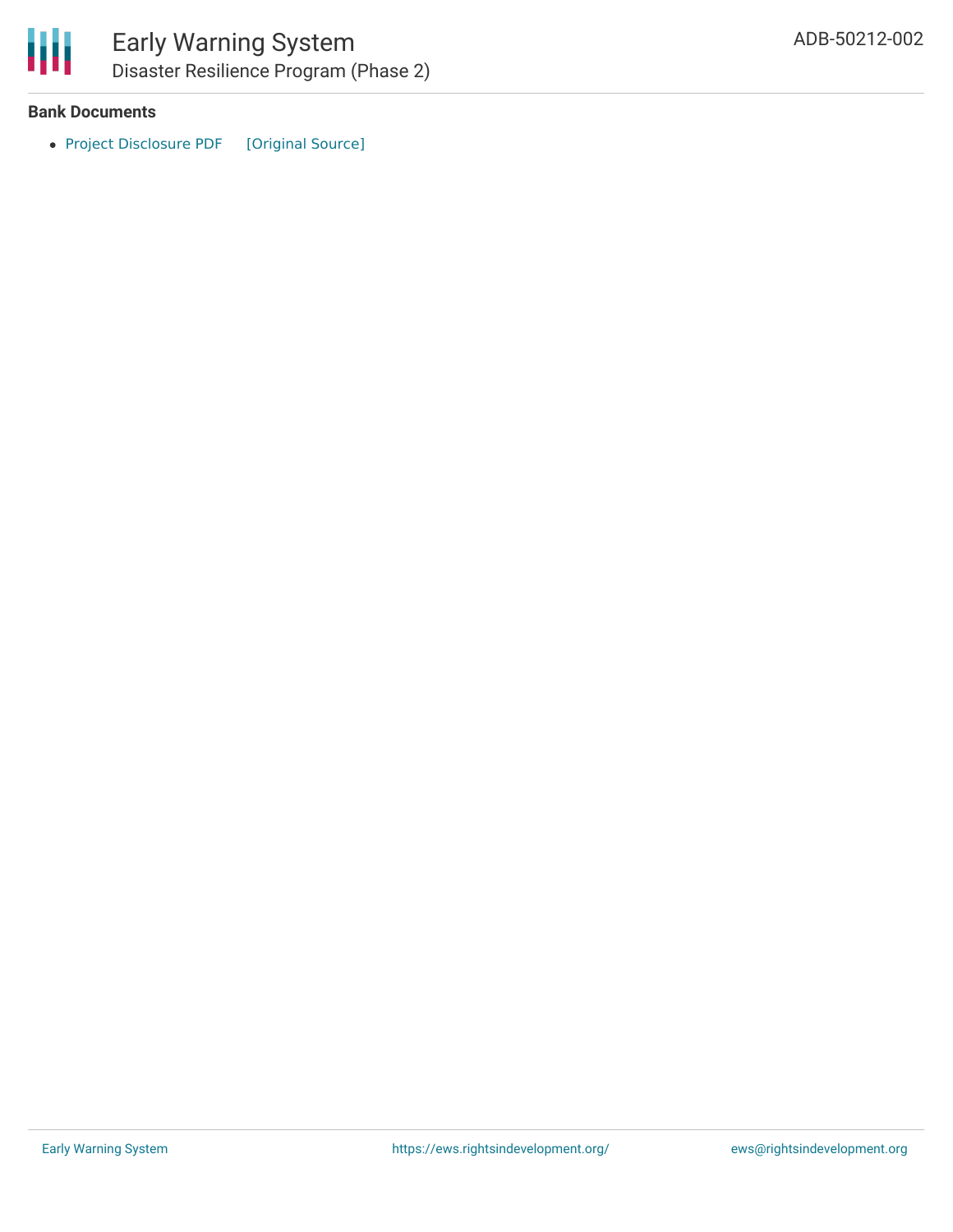**Bank Documents**

- Project Disclosure PDF [Original Source]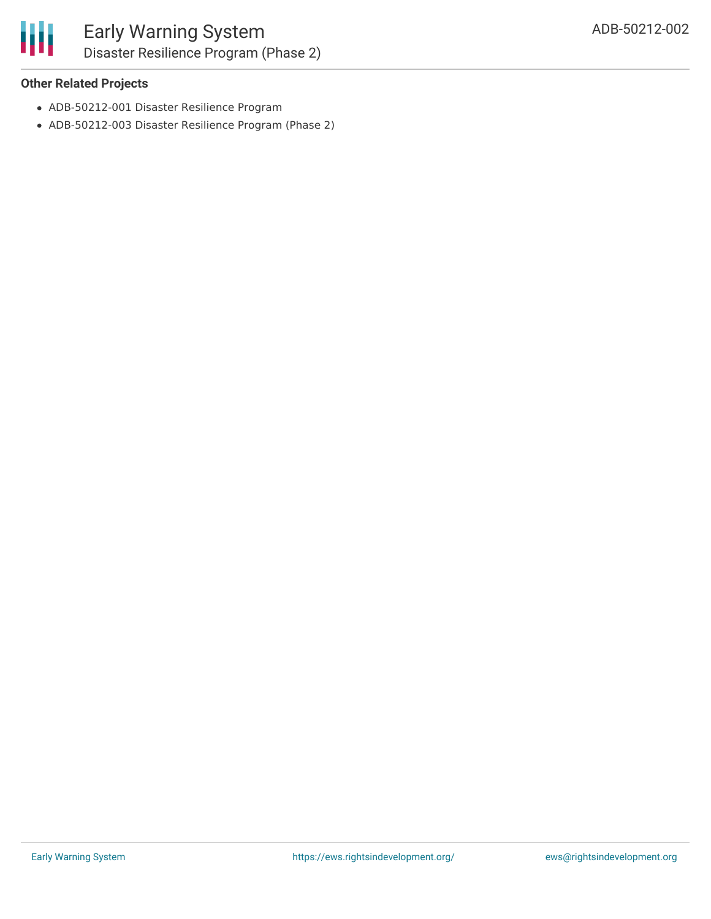**Other Related Projects**

- ADB-50212-001 Disaster Resilience Program
- ADB-50212-003 Disaster Resilience Program (Phase 2)